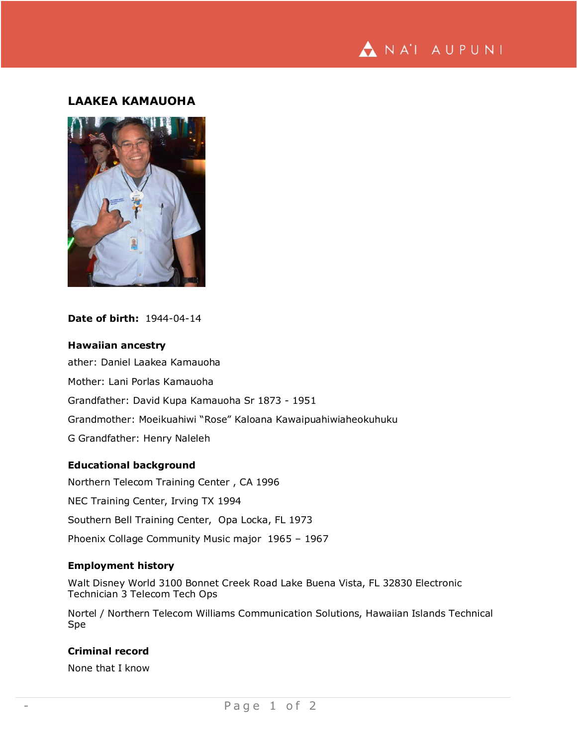## LAAKEA KAMAUOHA

**Date of birth:** 1944-04-14

### Hawaiian ancestry

ather: Daniel Laakea Kamauoha

Mother: Lani Porlas Kamauoha

Grandfather: David Kupa Kamauoha Sr 1873 - 1951

Grandmother: Moeikuahiwi "Rose" Kaloana Kawaipuahiwiaheokuhuku

G Grandfather: Henry Naleleh

### Educational background

Northern Telecom Training Center , CA 1996

NEC Training Center, Irving TX 1994

Southern Bell Training Center, Opa Locka, FL 1973

Phoenix Collage Community Music major 1965 – 1967

### Employment history

Walt Disney World 3100 Bonnet Creek Road Lake Buena Vista, FL 32830 Electronic Technician 3 Telecom Tech Ops

Nortel / Northern Telecom Williams Communication Solutions, Hawaiian Islands Technical Spe

### Criminal record

None that I know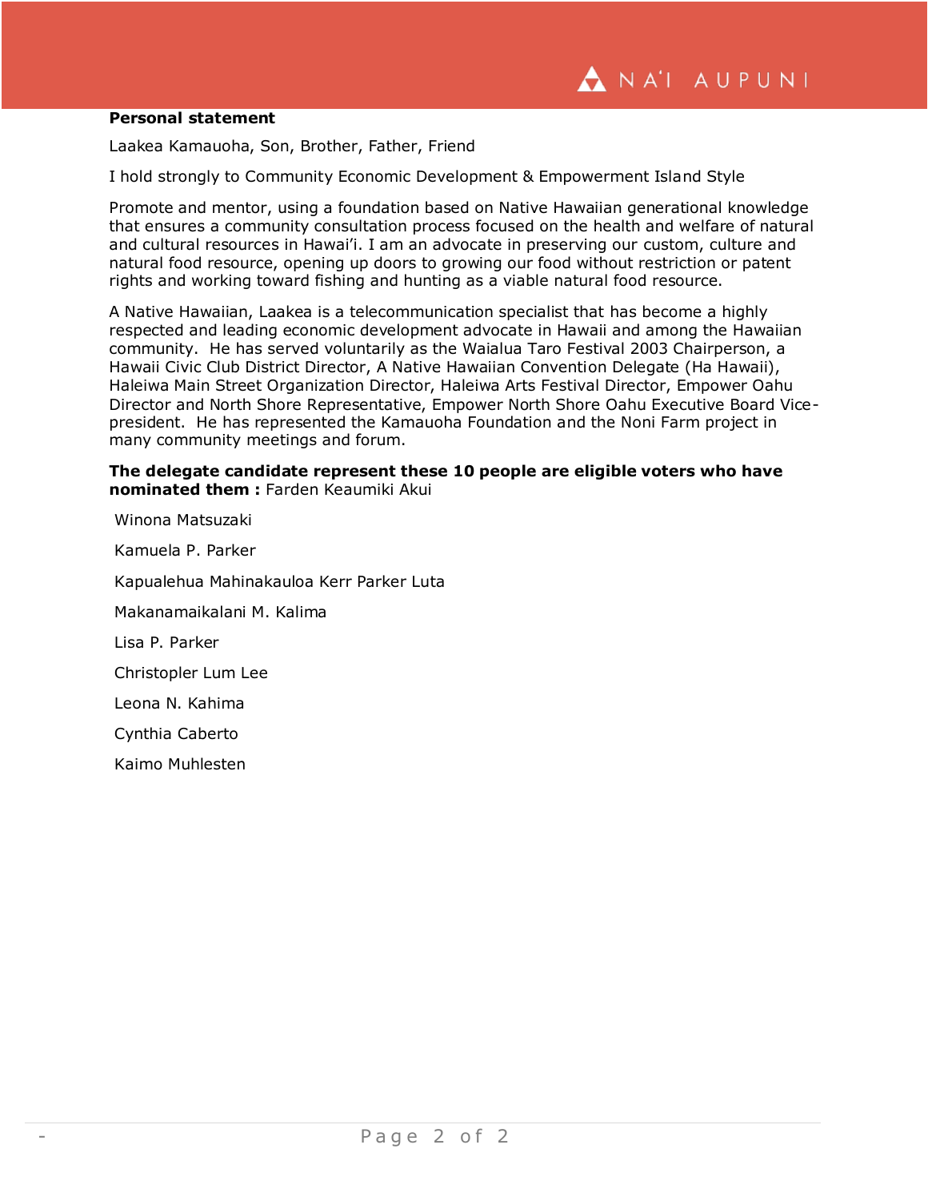**Personal statement**

Laakea Kamauoha, Son, Brother, Father, Friend

I hold strongly to Community Economic Development & Empowerment Island Style

Promote and mentor, using a foundation based on Native Hawaiian generational knowledge that ensures a community consultation process focused on the health and welfare of natural and cultural resources in Hawai'i. I am an advocate in preserving our custom, culture and natural food resource, opening up doors to growing our food without restriction or patent rights and working toward fishing and hunting as a viable natural food resource.

A Native Hawaiian, Laakea is a telecommunication specialist that has become a highly respected and leading economic development advocate in Hawaii and among the Hawaiian community. He has served voluntarily as the Waialua Taro Festival 2003 Chairperson, a Hawaii Civic Club District Director, A Native Hawaiian Convention Delegate (Ha Hawaii), Haleiwa Main Street Organization Director, Haleiwa Arts Festival Director, Empower Oahu Director and North Shore Representative, Empower North Shore Oahu Executive Board Vice-president. He has represented the Kamauoha Foundation and the Noni Farm project in many community meetings and forum.

**The delegate candidate represent these 10 people are eligible voters who have nominated them :** Farden Keaumiki Akui

Winona Matsuzaki

Kamuela P. Parker

Kapualehua Mahinakauloa Kerr Parker Luta

Makanamaikalani M. Kalima

Lisa P. Parker

Christopler Lum Lee

Leona N. Kahima

Cynthia Caberto

Kaimo Muhlesten